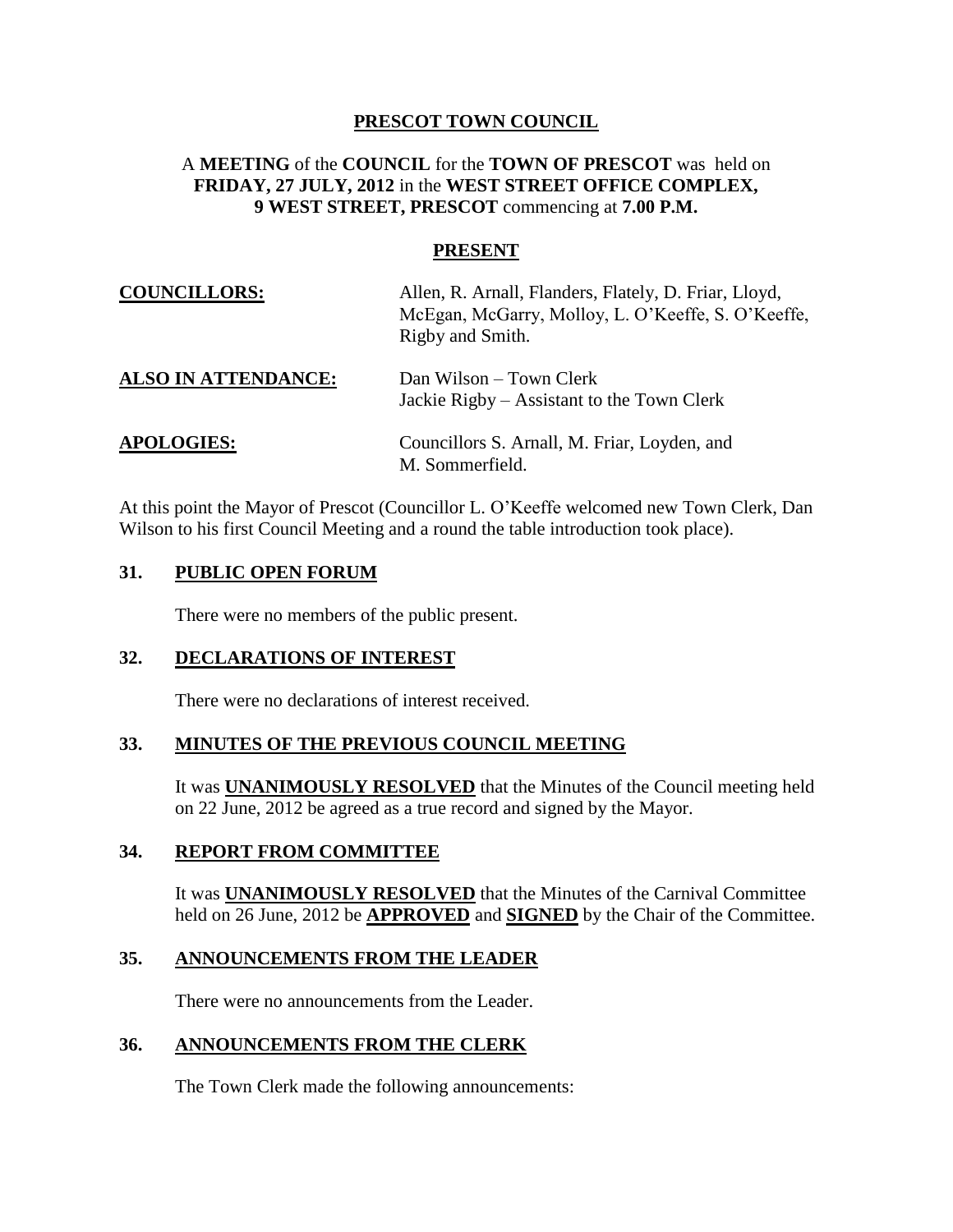# PRESCOT TOWN COUNCIL

A **MEETING** of the **COUNCIL** for the **TOWN OF PRESCOT** was held on **FRIDAY, 27 JULY, 2012** in the **WEST STREET OFFICE COMPLEX, 9 WEST STREET, PRESCOT** commencing at **7.00 P.M.**

## PRESENT

**COUNCILLORS:** Allen, R. Arnall, Flanders, Flately, D. Friar, Lloyd, McEgan, McGarry, Molloy, L. O'Keeffe, S. O'Keeffe, Rigby and Smith.

**ALSO IN ATTENDANCE:** Dan Wilson – Town Clerk
Jackie Rigby – Assistant to the Town Clerk

**APOLOGIES:** Councillors S. Arnall, M. Friar, Loyden, and M. Sommerfield.

At this point the Mayor of Prescot (Councillor L. O'Keeffe welcomed new Town Clerk, Dan Wilson to his first Council Meeting and a round the table introduction took place).

## 31. PUBLIC OPEN FORUM

There were no members of the public present.

## 32. DECLARATIONS OF INTEREST

There were no declarations of interest received.

## 33. MINUTES OF THE PREVIOUS COUNCIL MEETING

It was **UNANIMOUSLY RESOLVED** that the Minutes of the Council meeting held on 22 June, 2012 be agreed as a true record and signed by the Mayor.

## 34. REPORT FROM COMMITTEE

It was **UNANIMOUSLY RESOLVED** that the Minutes of the Carnival Committee held on 26 June, 2012 be **APPROVED** and **SIGNED** by the Chair of the Committee.

## 35. ANNOUNCEMENTS FROM THE LEADER

There were no announcements from the Leader.

## 36. ANNOUNCEMENTS FROM THE CLERK

The Town Clerk made the following announcements: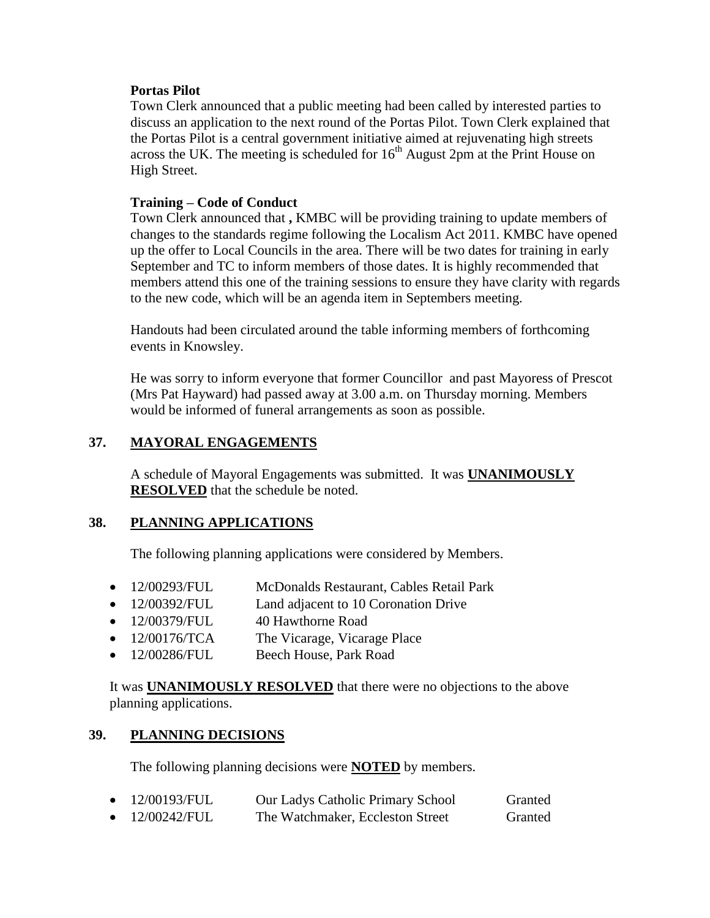**Portas Pilot**

Town Clerk announced that a public meeting had been called by interested parties to discuss an application to the next round of the Portas Pilot. Town Clerk explained that the Portas Pilot is a central government initiative aimed at rejuvenating high streets across the UK. The meeting is scheduled for 16th August 2pm at the Print House on High Street.

**Training – Code of Conduct**

Town Clerk announced that **,** KMBC will be providing training to update members of changes to the standards regime following the Localism Act 2011. KMBC have opened up the offer to Local Councils in the area. There will be two dates for training in early September and TC to inform members of those dates. It is highly recommended that members attend this one of the training sessions to ensure they have clarity with regards to the new code, which will be an agenda item in Septembers meeting.

Handouts had been circulated around the table informing members of forthcoming events in Knowsley.

He was sorry to inform everyone that former Councillor and past Mayoress of Prescot (Mrs Pat Hayward) had passed away at 3.00 a.m. on Thursday morning. Members would be informed of funeral arrangements as soon as possible.

## 37. MAYORAL ENGAGEMENTS

A schedule of Mayoral Engagements was submitted. It was **UNANIMOUSLY RESOLVED** that the schedule be noted.

## 38. PLANNING APPLICATIONS

The following planning applications were considered by Members.

- 12/00293/FUL McDonalds Restaurant, Cables Retail Park
- 12/00392/FUL Land adjacent to 10 Coronation Drive
- 12/00379/FUL 40 Hawthorne Road
- 12/00176/TCA The Vicarage, Vicarage Place
- 12/00286/FUL Beech House, Park Road

It was **UNANIMOUSLY RESOLVED** that there were no objections to the above planning applications.

## 39. PLANNING DECISIONS

The following planning decisions were **NOTED** by members.

- 12/00193/FUL Our Ladys Catholic Primary School Granted
- 12/00242/FUL The Watchmaker, Eccleston Street Granted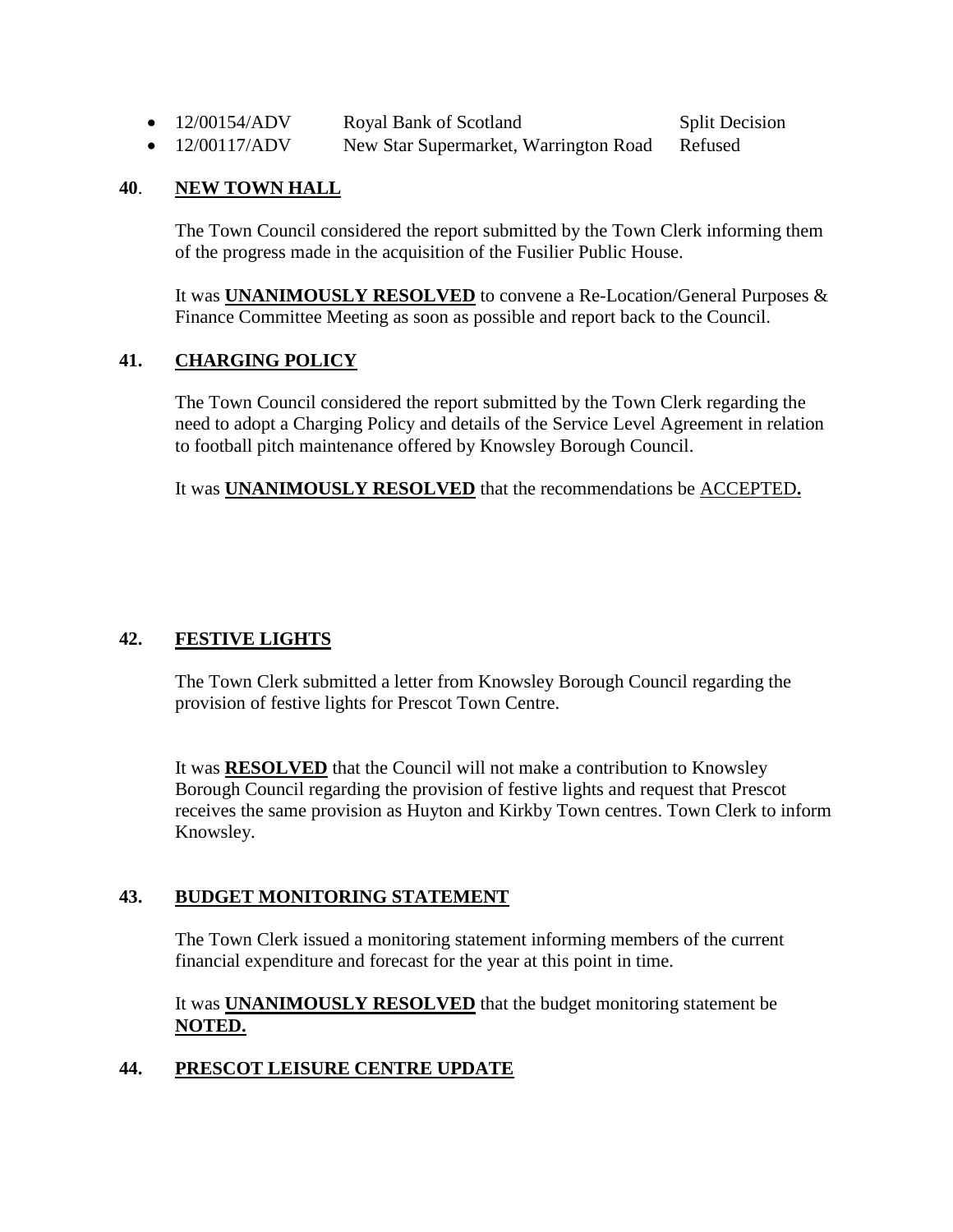- 12/00154/ADV Royal Bank of Scotland Split Decision
- 12/00117/ADV New Star Supermarket, Warrington Road Refused

## 40. NEW TOWN HALL

The Town Council considered the report submitted by the Town Clerk informing them of the progress made in the acquisition of the Fusilier Public House.

It was **UNANIMOUSLY RESOLVED** to convene a Re-Location/General Purposes & Finance Committee Meeting as soon as possible and report back to the Council.

## 41. CHARGING POLICY

The Town Council considered the report submitted by the Town Clerk regarding the need to adopt a Charging Policy and details of the Service Level Agreement in relation to football pitch maintenance offered by Knowsley Borough Council.

It was **UNANIMOUSLY RESOLVED** that the recommendations be ACCEPTED**.**

## 42. FESTIVE LIGHTS

The Town Clerk submitted a letter from Knowsley Borough Council regarding the provision of festive lights for Prescot Town Centre.

It was **RESOLVED** that the Council will not make a contribution to Knowsley Borough Council regarding the provision of festive lights and request that Prescot receives the same provision as Huyton and Kirkby Town centres. Town Clerk to inform Knowsley.

## 43. BUDGET MONITORING STATEMENT

The Town Clerk issued a monitoring statement informing members of the current financial expenditure and forecast for the year at this point in time.

It was **UNANIMOUSLY RESOLVED** that the budget monitoring statement be **NOTED.**

## 44. PRESCOT LEISURE CENTRE UPDATE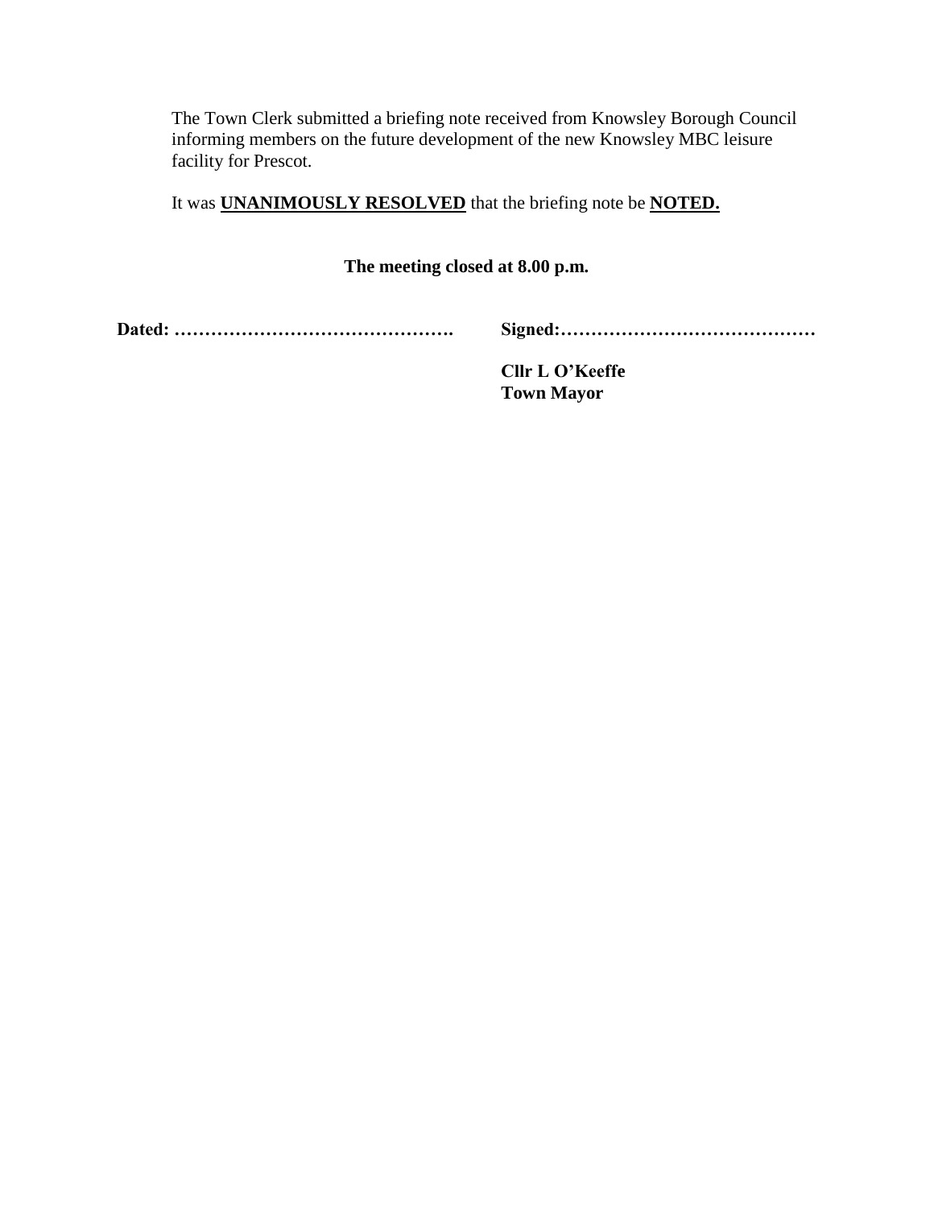The Town Clerk submitted a briefing note received from Knowsley Borough Council informing members on the future development of the new Knowsley MBC leisure facility for Prescot.

It was **UNANIMOUSLY RESOLVED** that the briefing note be **NOTED.**

**The meeting closed at 8.00 p.m.**

**Dated: ……………………………………….** **Signed:……………………………………**

**Cllr L O'Keeffe**
**Town Mayor**